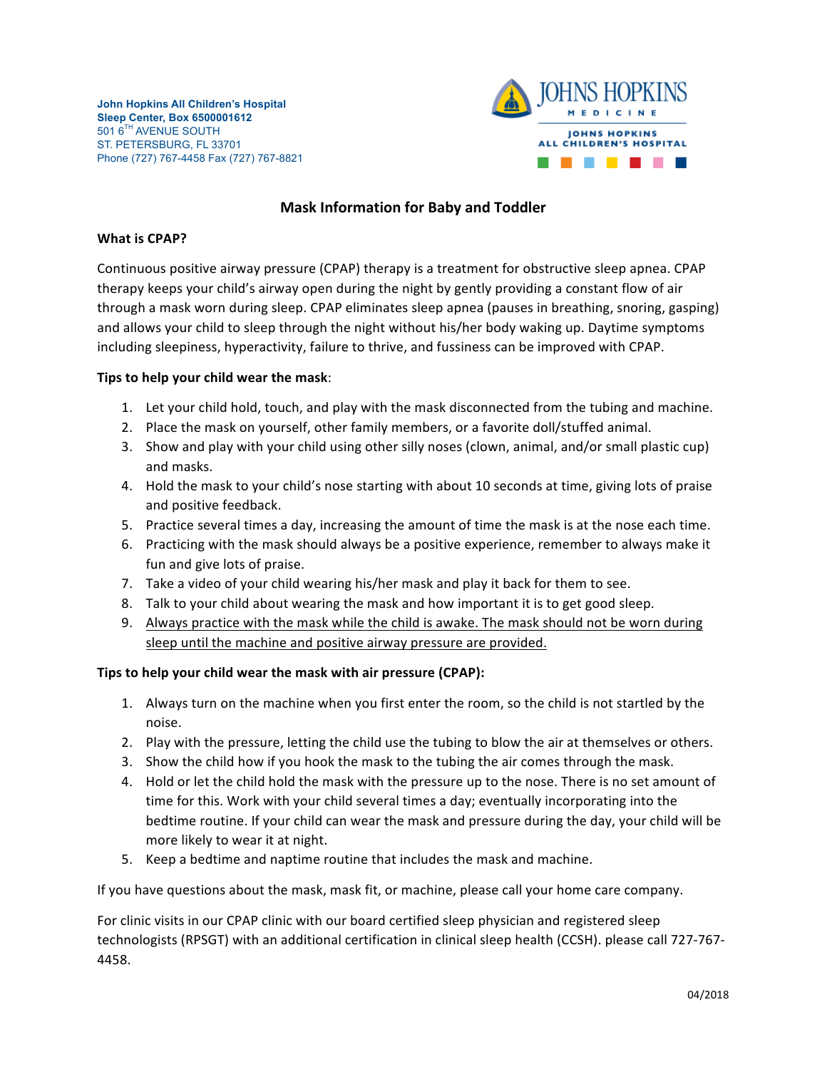**John Hopkins All Children's Hospital**
**Sleep Center, Box 6500001612**
501 6TH AVENUE SOUTH
ST. PETERSBURG, FL 33701
Phone (727) 767-4458 Fax (727) 767-8821

JOHNS HOPKINS MEDICINE
JOHNS HOPKINS ALL CHILDREN'S HOSPITAL

# Mask Information for Baby and Toddler

## What is CPAP?

Continuous positive airway pressure (CPAP) therapy is a treatment for obstructive sleep apnea. CPAP therapy keeps your child's airway open during the night by gently providing a constant flow of air through a mask worn during sleep. CPAP eliminates sleep apnea (pauses in breathing, snoring, gasping) and allows your child to sleep through the night without his/her body waking up. Daytime symptoms including sleepiness, hyperactivity, failure to thrive, and fussiness can be improved with CPAP.

**Tips to help your child wear the mask**:

1. Let your child hold, touch, and play with the mask disconnected from the tubing and machine.
2. Place the mask on yourself, other family members, or a favorite doll/stuffed animal.
3. Show and play with your child using other silly noses (clown, animal, and/or small plastic cup) and masks.
4. Hold the mask to your child's nose starting with about 10 seconds at time, giving lots of praise and positive feedback.
5. Practice several times a day, increasing the amount of time the mask is at the nose each time.
6. Practicing with the mask should always be a positive experience, remember to always make it fun and give lots of praise.
7. Take a video of your child wearing his/her mask and play it back for them to see.
8. Talk to your child about wearing the mask and how important it is to get good sleep.
9. <u>Always practice with the mask while the child is awake. The mask should not be worn during sleep until the machine and positive airway pressure are provided.</u>

**Tips to help your child wear the mask with air pressure (CPAP):**

1. Always turn on the machine when you first enter the room, so the child is not startled by the noise.
2. Play with the pressure, letting the child use the tubing to blow the air at themselves or others.
3. Show the child how if you hook the mask to the tubing the air comes through the mask.
4. Hold or let the child hold the mask with the pressure up to the nose. There is no set amount of time for this. Work with your child several times a day; eventually incorporating into the bedtime routine. If your child can wear the mask and pressure during the day, your child will be more likely to wear it at night.
5. Keep a bedtime and naptime routine that includes the mask and machine.

If you have questions about the mask, mask fit, or machine, please call your home care company.

For clinic visits in our CPAP clinic with our board certified sleep physician and registered sleep technologists (RPSGT) with an additional certification in clinical sleep health (CCSH). please call 727-767-4458.

04/2018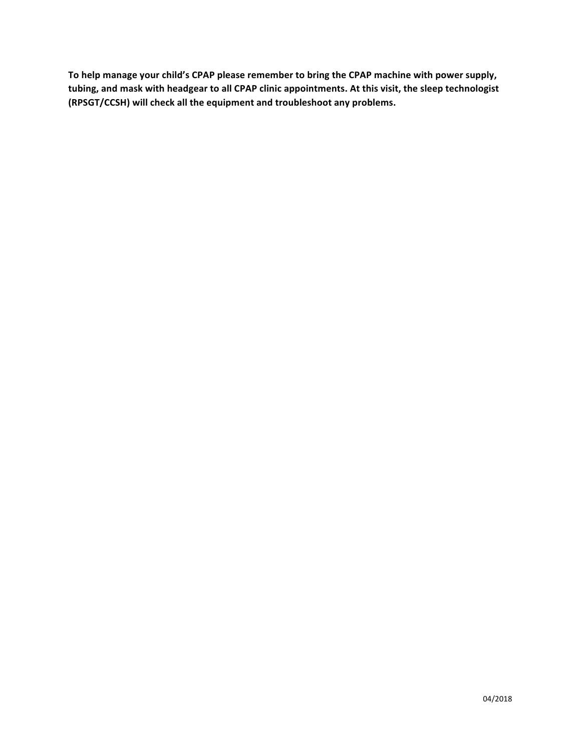**To help manage your child's CPAP please remember to bring the CPAP machine with power supply, tubing, and mask with headgear to all CPAP clinic appointments. At this visit, the sleep technologist (RPSGT/CCSH) will check all the equipment and troubleshoot any problems.**

04/2018